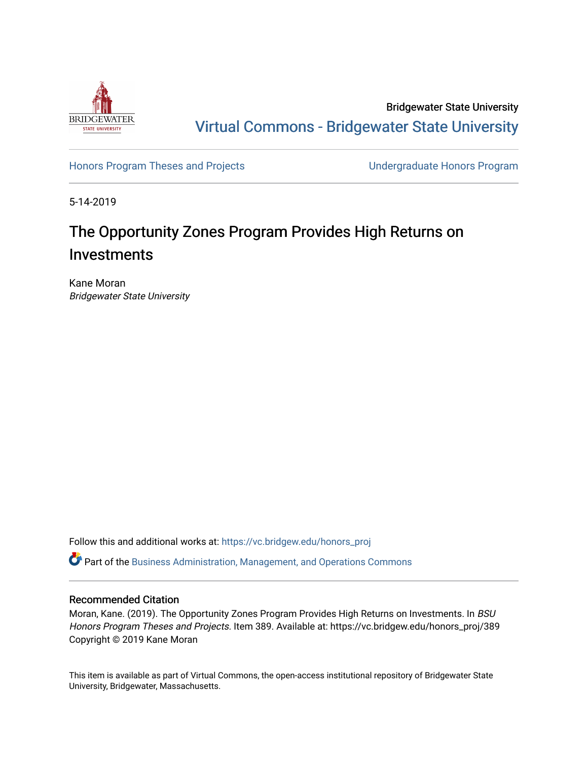Bridgewater State University

Virtual Commons - Bridgewater State University

Honors Program Theses and Projects

Undergraduate Honors Program

5-14-2019

# The Opportunity Zones Program Provides High Returns on Investments

Kane Moran
*Bridgewater State University*

Follow this and additional works at: https://vc.bridgew.edu/honors_proj

Part of the Business Administration, Management, and Operations Commons

## Recommended Citation

Moran, Kane. (2019). The Opportunity Zones Program Provides High Returns on Investments. In *BSU Honors Program Theses and Projects.* Item 389. Available at: https://vc.bridgew.edu/honors_proj/389
Copyright © 2019 Kane Moran

This item is available as part of Virtual Commons, the open-access institutional repository of Bridgewater State University, Bridgewater, Massachusetts.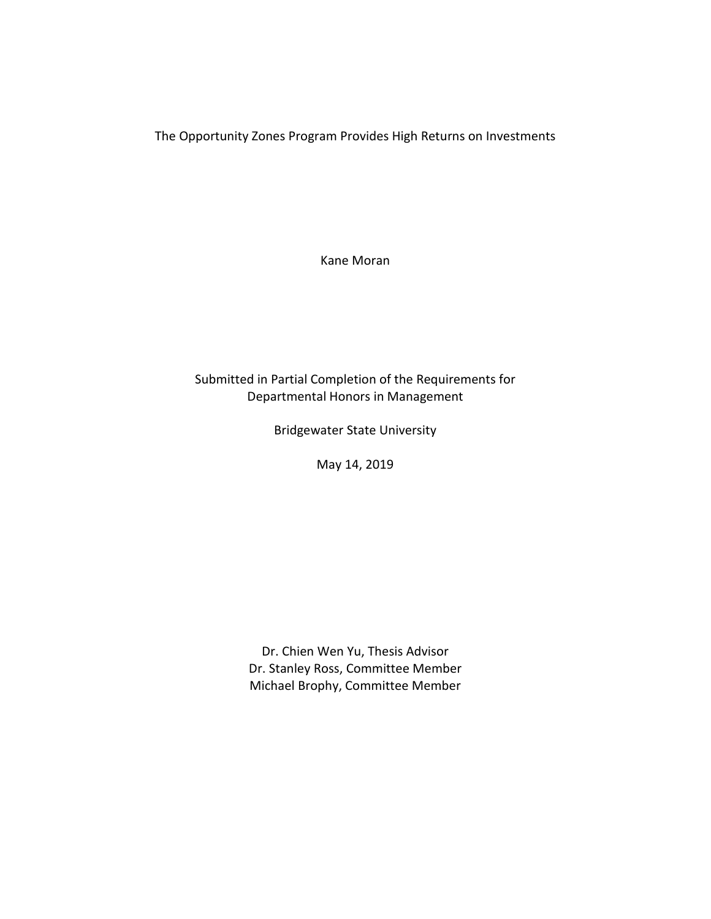# The Opportunity Zones Program Provides High Returns on Investments

Kane Moran

Submitted in Partial Completion of the Requirements for
Departmental Honors in Management

Bridgewater State University

May 14, 2019

Dr. Chien Wen Yu, Thesis Advisor
Dr. Stanley Ross, Committee Member
Michael Brophy, Committee Member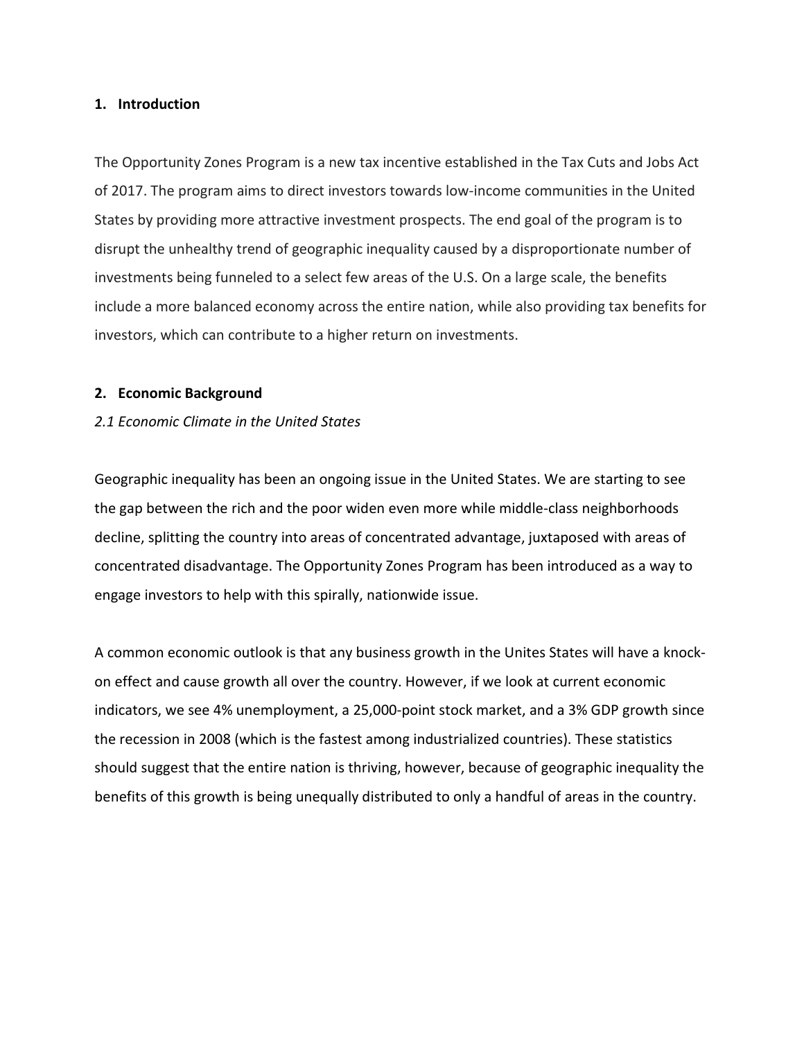## 1. Introduction

The Opportunity Zones Program is a new tax incentive established in the Tax Cuts and Jobs Act of 2017. The program aims to direct investors towards low-income communities in the United States by providing more attractive investment prospects. The end goal of the program is to disrupt the unhealthy trend of geographic inequality caused by a disproportionate number of investments being funneled to a select few areas of the U.S. On a large scale, the benefits include a more balanced economy across the entire nation, while also providing tax benefits for investors, which can contribute to a higher return on investments.

## 2. Economic Background

### *2.1 Economic Climate in the United States*

Geographic inequality has been an ongoing issue in the United States. We are starting to see the gap between the rich and the poor widen even more while middle-class neighborhoods decline, splitting the country into areas of concentrated advantage, juxtaposed with areas of concentrated disadvantage. The Opportunity Zones Program has been introduced as a way to engage investors to help with this spirally, nationwide issue.

A common economic outlook is that any business growth in the Unites States will have a knock-on effect and cause growth all over the country. However, if we look at current economic indicators, we see 4% unemployment, a 25,000-point stock market, and a 3% GDP growth since the recession in 2008 (which is the fastest among industrialized countries). These statistics should suggest that the entire nation is thriving, however, because of geographic inequality the benefits of this growth is being unequally distributed to only a handful of areas in the country.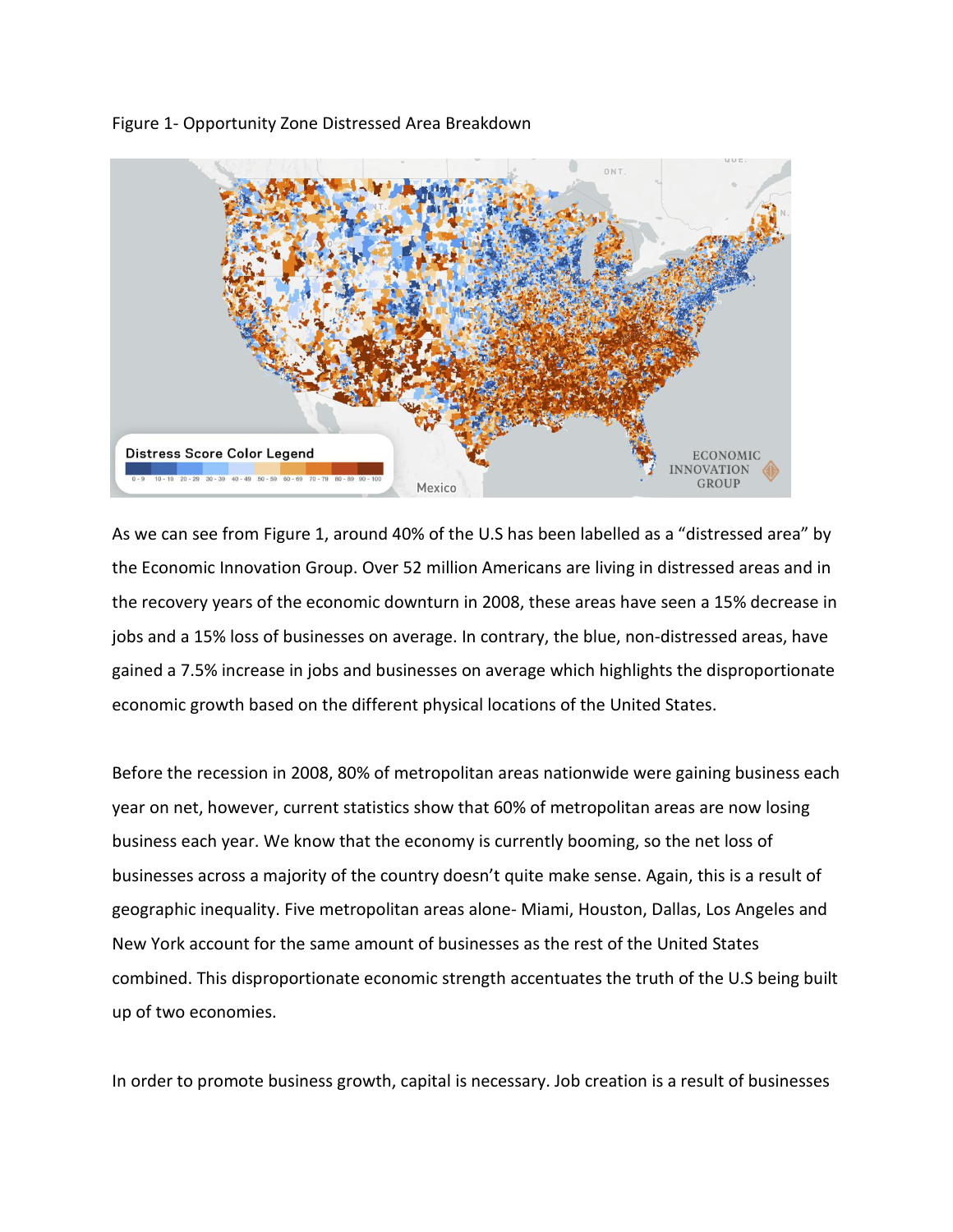Figure 1- Opportunity Zone Distressed Area Breakdown

As we can see from Figure 1, around 40% of the U.S has been labelled as a "distressed area" by the Economic Innovation Group. Over 52 million Americans are living in distressed areas and in the recovery years of the economic downturn in 2008, these areas have seen a 15% decrease in jobs and a 15% loss of businesses on average. In contrary, the blue, non-distressed areas, have gained a 7.5% increase in jobs and businesses on average which highlights the disproportionate economic growth based on the different physical locations of the United States.

Before the recession in 2008, 80% of metropolitan areas nationwide were gaining business each year on net, however, current statistics show that 60% of metropolitan areas are now losing business each year. We know that the economy is currently booming, so the net loss of businesses across a majority of the country doesn't quite make sense. Again, this is a result of geographic inequality. Five metropolitan areas alone- Miami, Houston, Dallas, Los Angeles and New York account for the same amount of businesses as the rest of the United States combined. This disproportionate economic strength accentuates the truth of the U.S being built up of two economies.

In order to promote business growth, capital is necessary. Job creation is a result of businesses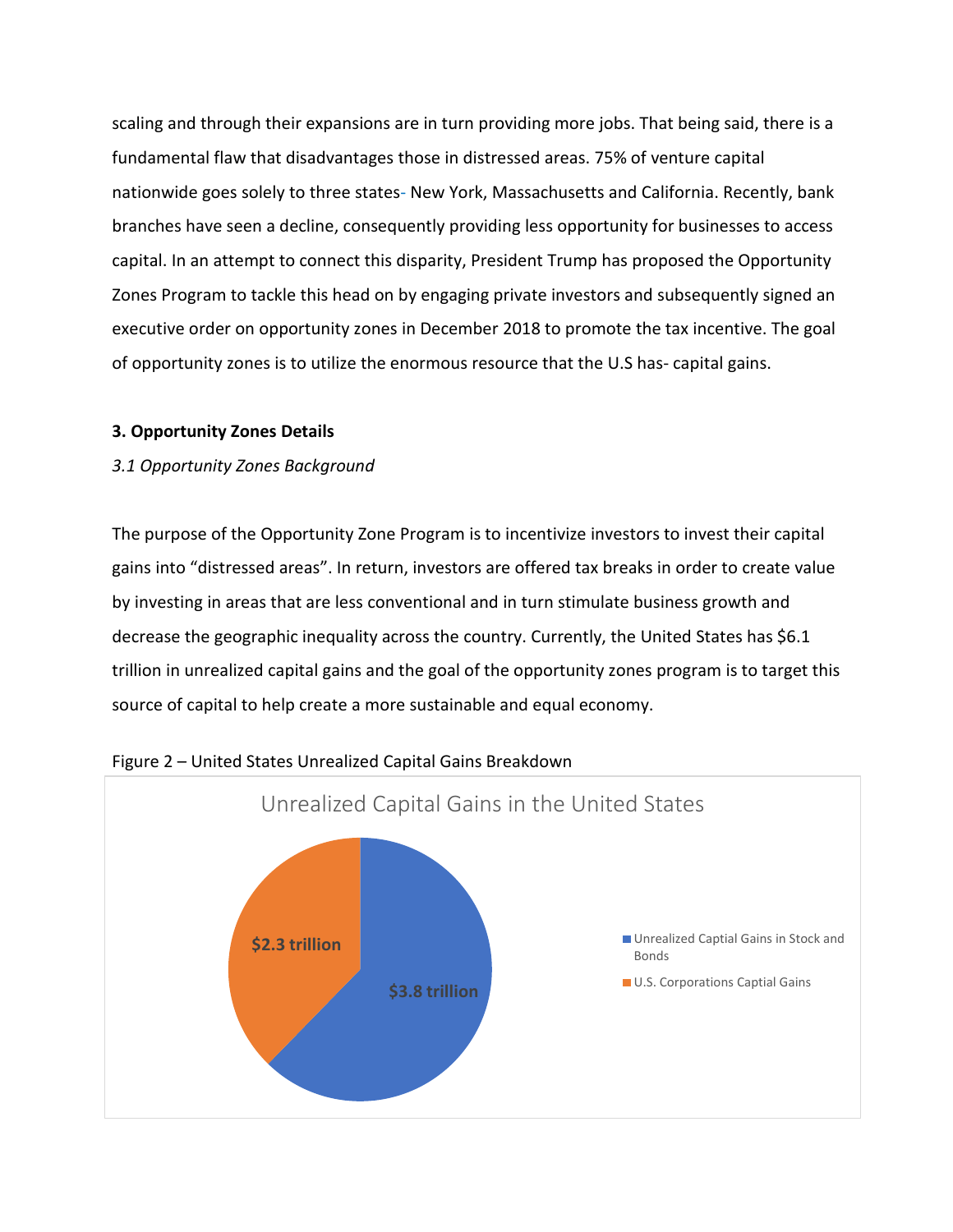scaling and through their expansions are in turn providing more jobs. That being said, there is a fundamental flaw that disadvantages those in distressed areas. 75% of venture capital nationwide goes solely to three states- New York, Massachusetts and California. Recently, bank branches have seen a decline, consequently providing less opportunity for businesses to access capital. In an attempt to connect this disparity, President Trump has proposed the Opportunity Zones Program to tackle this head on by engaging private investors and subsequently signed an executive order on opportunity zones in December 2018 to promote the tax incentive. The goal of opportunity zones is to utilize the enormous resource that the U.S has- capital gains.

## 3. Opportunity Zones Details

### *3.1 Opportunity Zones Background*

The purpose of the Opportunity Zone Program is to incentivize investors to invest their capital gains into "distressed areas". In return, investors are offered tax breaks in order to create value by investing in areas that are less conventional and in turn stimulate business growth and decrease the geographic inequality across the country. Currently, the United States has $6.1 trillion in unrealized capital gains and the goal of the opportunity zones program is to target this source of capital to help create a more sustainable and equal economy.

Figure 2 – United States Unrealized Capital Gains Breakdown

Unrealized Capital Gains in the United States

- Unrealized Captial Gains in Stock and Bonds: $3.8 trillion
- U.S. Corporations Captial Gains: $2.3 trillion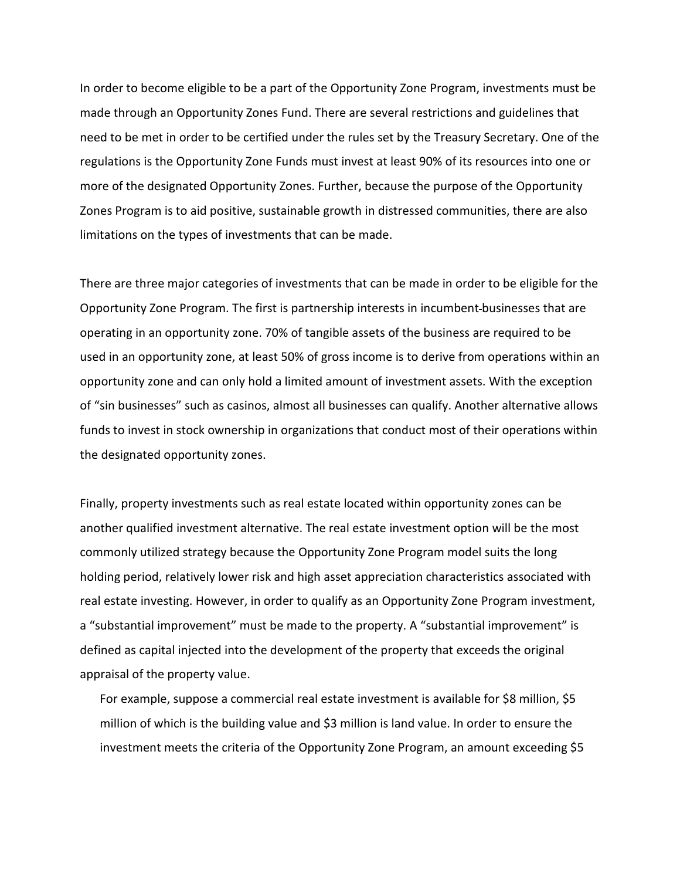In order to become eligible to be a part of the Opportunity Zone Program, investments must be made through an Opportunity Zones Fund. There are several restrictions and guidelines that need to be met in order to be certified under the rules set by the Treasury Secretary. One of the regulations is the Opportunity Zone Funds must invest at least 90% of its resources into one or more of the designated Opportunity Zones. Further, because the purpose of the Opportunity Zones Program is to aid positive, sustainable growth in distressed communities, there are also limitations on the types of investments that can be made.

There are three major categories of investments that can be made in order to be eligible for the Opportunity Zone Program. The first is partnership interests in incumbent businesses that are operating in an opportunity zone. 70% of tangible assets of the business are required to be used in an opportunity zone, at least 50% of gross income is to derive from operations within an opportunity zone and can only hold a limited amount of investment assets. With the exception of "sin businesses" such as casinos, almost all businesses can qualify. Another alternative allows funds to invest in stock ownership in organizations that conduct most of their operations within the designated opportunity zones.

Finally, property investments such as real estate located within opportunity zones can be another qualified investment alternative. The real estate investment option will be the most commonly utilized strategy because the Opportunity Zone Program model suits the long holding period, relatively lower risk and high asset appreciation characteristics associated with real estate investing. However, in order to qualify as an Opportunity Zone Program investment, a "substantial improvement" must be made to the property. A "substantial improvement" is defined as capital injected into the development of the property that exceeds the original appraisal of the property value.

For example, suppose a commercial real estate investment is available for $8 million, $5 million of which is the building value and $3 million is land value. In order to ensure the investment meets the criteria of the Opportunity Zone Program, an amount exceeding $5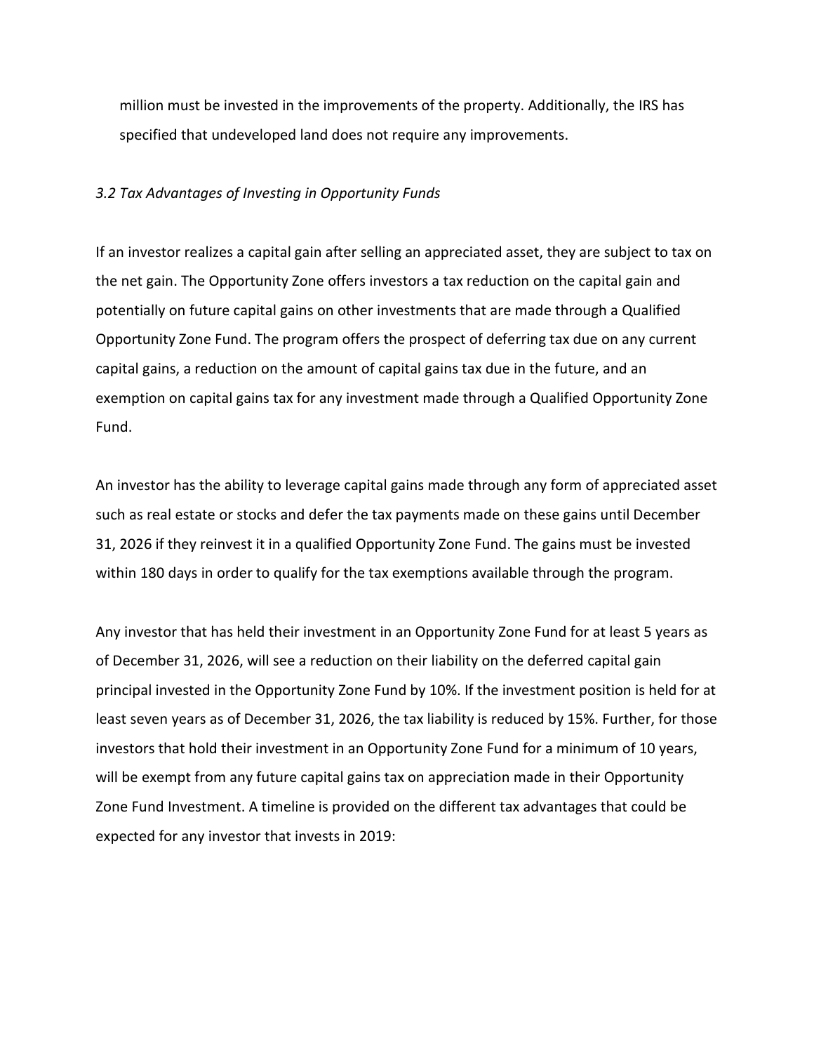million must be invested in the improvements of the property. Additionally, the IRS has specified that undeveloped land does not require any improvements.

### *3.2 Tax Advantages of Investing in Opportunity Funds*

If an investor realizes a capital gain after selling an appreciated asset, they are subject to tax on the net gain. The Opportunity Zone offers investors a tax reduction on the capital gain and potentially on future capital gains on other investments that are made through a Qualified Opportunity Zone Fund. The program offers the prospect of deferring tax due on any current capital gains, a reduction on the amount of capital gains tax due in the future, and an exemption on capital gains tax for any investment made through a Qualified Opportunity Zone Fund.

An investor has the ability to leverage capital gains made through any form of appreciated asset such as real estate or stocks and defer the tax payments made on these gains until December 31, 2026 if they reinvest it in a qualified Opportunity Zone Fund. The gains must be invested within 180 days in order to qualify for the tax exemptions available through the program.

Any investor that has held their investment in an Opportunity Zone Fund for at least 5 years as of December 31, 2026, will see a reduction on their liability on the deferred capital gain principal invested in the Opportunity Zone Fund by 10%. If the investment position is held for at least seven years as of December 31, 2026, the tax liability is reduced by 15%. Further, for those investors that hold their investment in an Opportunity Zone Fund for a minimum of 10 years, will be exempt from any future capital gains tax on appreciation made in their Opportunity Zone Fund Investment. A timeline is provided on the different tax advantages that could be expected for any investor that invests in 2019: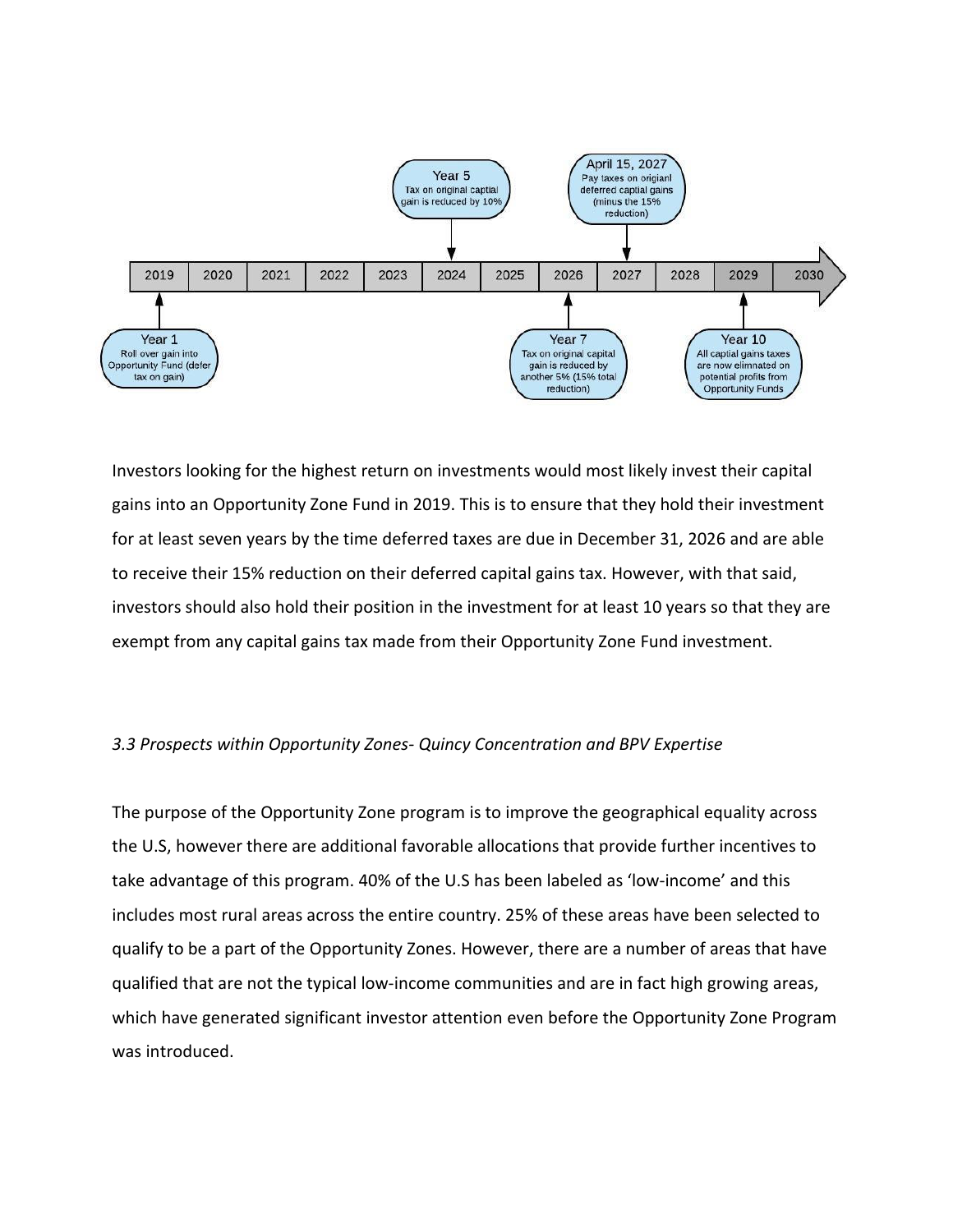2019 | 2020 | 2021 | 2022 | 2023 | 2024 | 2025 | 2026 | 2027 | 2028 | 2029 | 2030

- **Year 1** (2019): Roll over gain into Opportunity Fund (defer tax on gain)
- **Year 5** (2024): Tax on original captial gain is reduced by 10%
- **Year 7** (2026): Tax on original capital gain is reduced by another 5% (15% total reduction)
- **April 15, 2027**: Pay taxes on origianl deferred captial gains (minus the 15% reduction)
- **Year 10** (2029): All captial gains taxes are now elimnated on potential profits from Opportunity Funds

Investors looking for the highest return on investments would most likely invest their capital gains into an Opportunity Zone Fund in 2019. This is to ensure that they hold their investment for at least seven years by the time deferred taxes are due in December 31, 2026 and are able to receive their 15% reduction on their deferred capital gains tax. However, with that said, investors should also hold their position in the investment for at least 10 years so that they are exempt from any capital gains tax made from their Opportunity Zone Fund investment.

### *3.3 Prospects within Opportunity Zones- Quincy Concentration and BPV Expertise*

The purpose of the Opportunity Zone program is to improve the geographical equality across the U.S, however there are additional favorable allocations that provide further incentives to take advantage of this program. 40% of the U.S has been labeled as 'low-income' and this includes most rural areas across the entire country. 25% of these areas have been selected to qualify to be a part of the Opportunity Zones. However, there are a number of areas that have qualified that are not the typical low-income communities and are in fact high growing areas, which have generated significant investor attention even before the Opportunity Zone Program was introduced.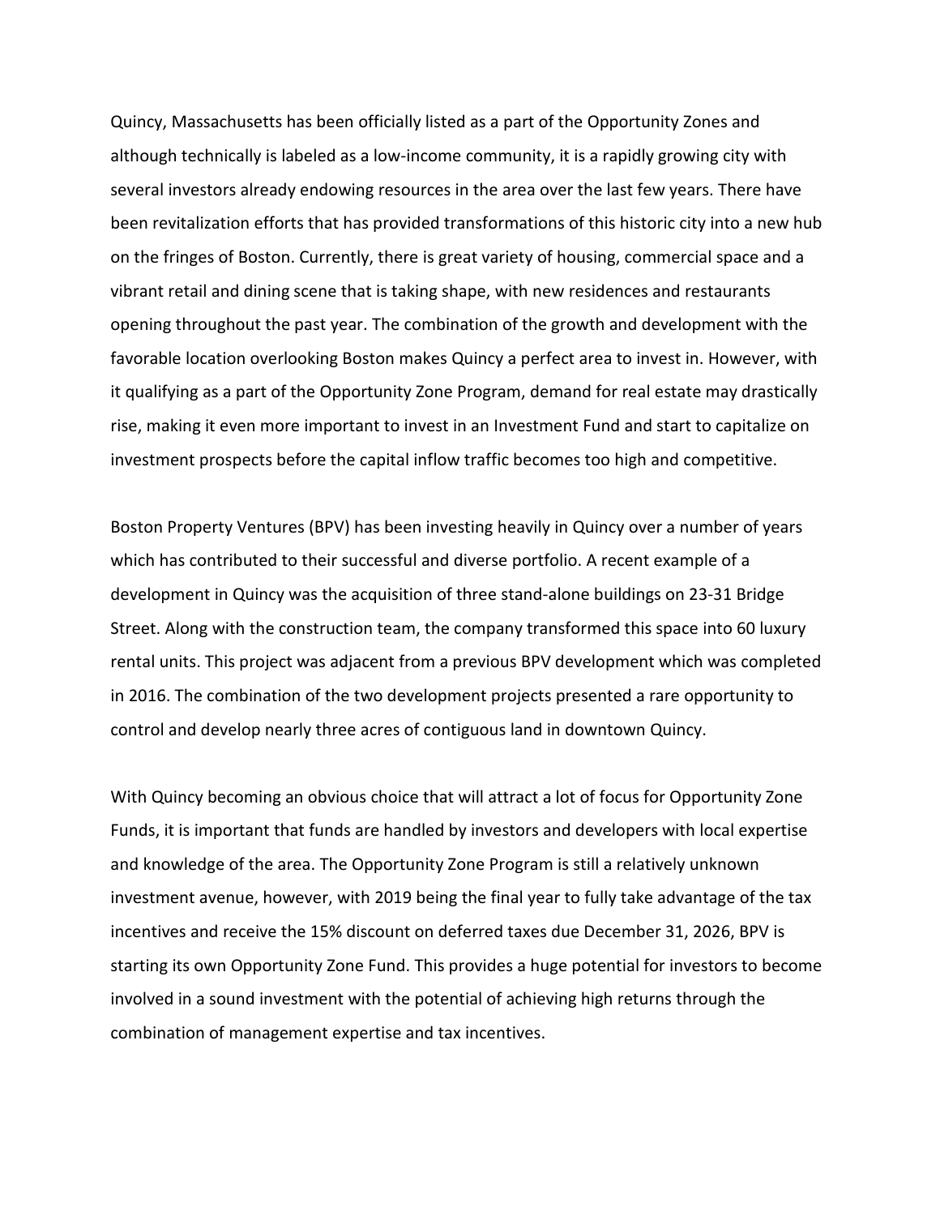Quincy, Massachusetts has been officially listed as a part of the Opportunity Zones and although technically is labeled as a low-income community, it is a rapidly growing city with several investors already endowing resources in the area over the last few years. There have been revitalization efforts that has provided transformations of this historic city into a new hub on the fringes of Boston. Currently, there is great variety of housing, commercial space and a vibrant retail and dining scene that is taking shape, with new residences and restaurants opening throughout the past year. The combination of the growth and development with the favorable location overlooking Boston makes Quincy a perfect area to invest in. However, with it qualifying as a part of the Opportunity Zone Program, demand for real estate may drastically rise, making it even more important to invest in an Investment Fund and start to capitalize on investment prospects before the capital inflow traffic becomes too high and competitive.

Boston Property Ventures (BPV) has been investing heavily in Quincy over a number of years which has contributed to their successful and diverse portfolio. A recent example of a development in Quincy was the acquisition of three stand-alone buildings on 23-31 Bridge Street. Along with the construction team, the company transformed this space into 60 luxury rental units. This project was adjacent from a previous BPV development which was completed in 2016. The combination of the two development projects presented a rare opportunity to control and develop nearly three acres of contiguous land in downtown Quincy.

With Quincy becoming an obvious choice that will attract a lot of focus for Opportunity Zone Funds, it is important that funds are handled by investors and developers with local expertise and knowledge of the area. The Opportunity Zone Program is still a relatively unknown investment avenue, however, with 2019 being the final year to fully take advantage of the tax incentives and receive the 15% discount on deferred taxes due December 31, 2026, BPV is starting its own Opportunity Zone Fund. This provides a huge potential for investors to become involved in a sound investment with the potential of achieving high returns through the combination of management expertise and tax incentives.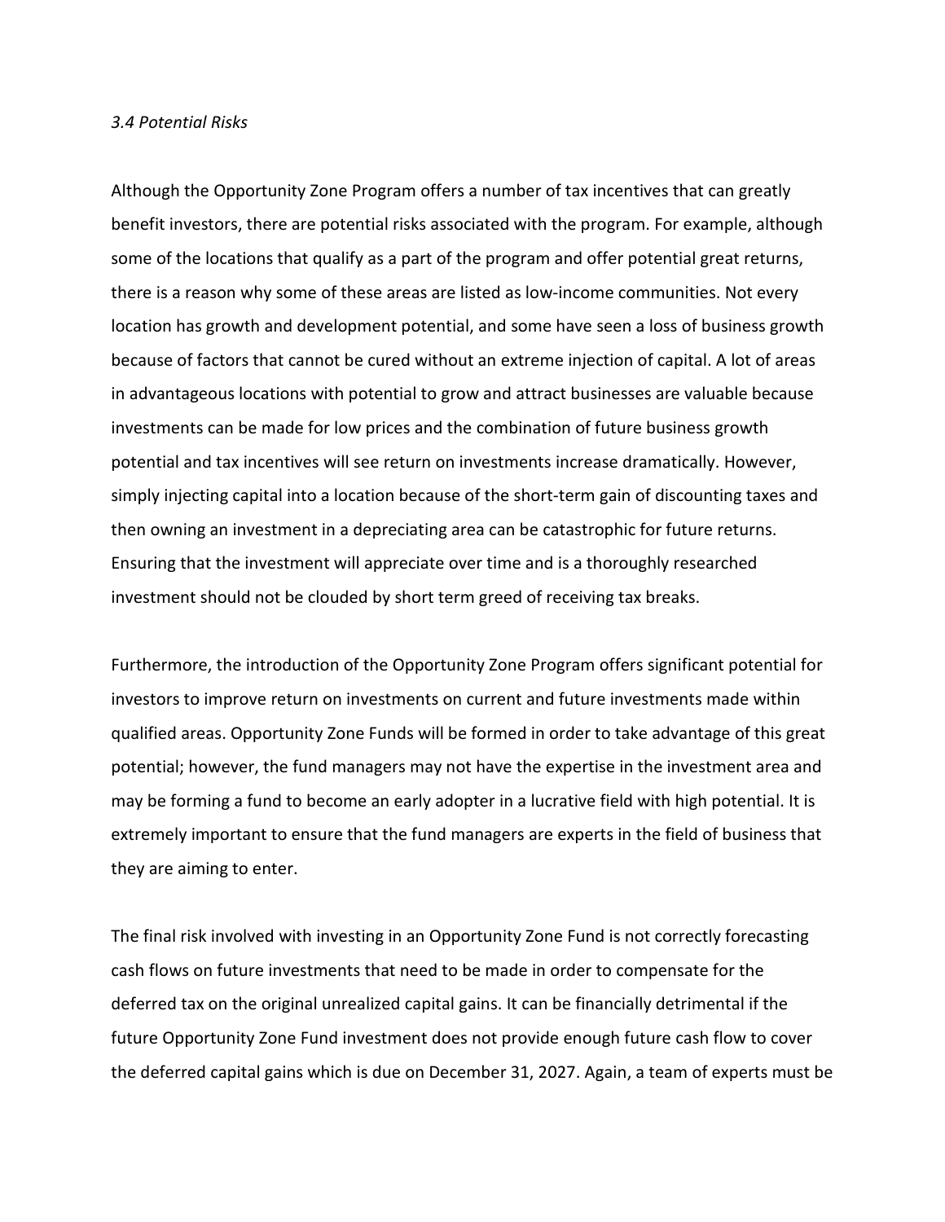### *3.4 Potential Risks*

Although the Opportunity Zone Program offers a number of tax incentives that can greatly benefit investors, there are potential risks associated with the program. For example, although some of the locations that qualify as a part of the program and offer potential great returns, there is a reason why some of these areas are listed as low-income communities. Not every location has growth and development potential, and some have seen a loss of business growth because of factors that cannot be cured without an extreme injection of capital. A lot of areas in advantageous locations with potential to grow and attract businesses are valuable because investments can be made for low prices and the combination of future business growth potential and tax incentives will see return on investments increase dramatically. However, simply injecting capital into a location because of the short-term gain of discounting taxes and then owning an investment in a depreciating area can be catastrophic for future returns. Ensuring that the investment will appreciate over time and is a thoroughly researched investment should not be clouded by short term greed of receiving tax breaks.

Furthermore, the introduction of the Opportunity Zone Program offers significant potential for investors to improve return on investments on current and future investments made within qualified areas. Opportunity Zone Funds will be formed in order to take advantage of this great potential; however, the fund managers may not have the expertise in the investment area and may be forming a fund to become an early adopter in a lucrative field with high potential. It is extremely important to ensure that the fund managers are experts in the field of business that they are aiming to enter.

The final risk involved with investing in an Opportunity Zone Fund is not correctly forecasting cash flows on future investments that need to be made in order to compensate for the deferred tax on the original unrealized capital gains. It can be financially detrimental if the future Opportunity Zone Fund investment does not provide enough future cash flow to cover the deferred capital gains which is due on December 31, 2027. Again, a team of experts must be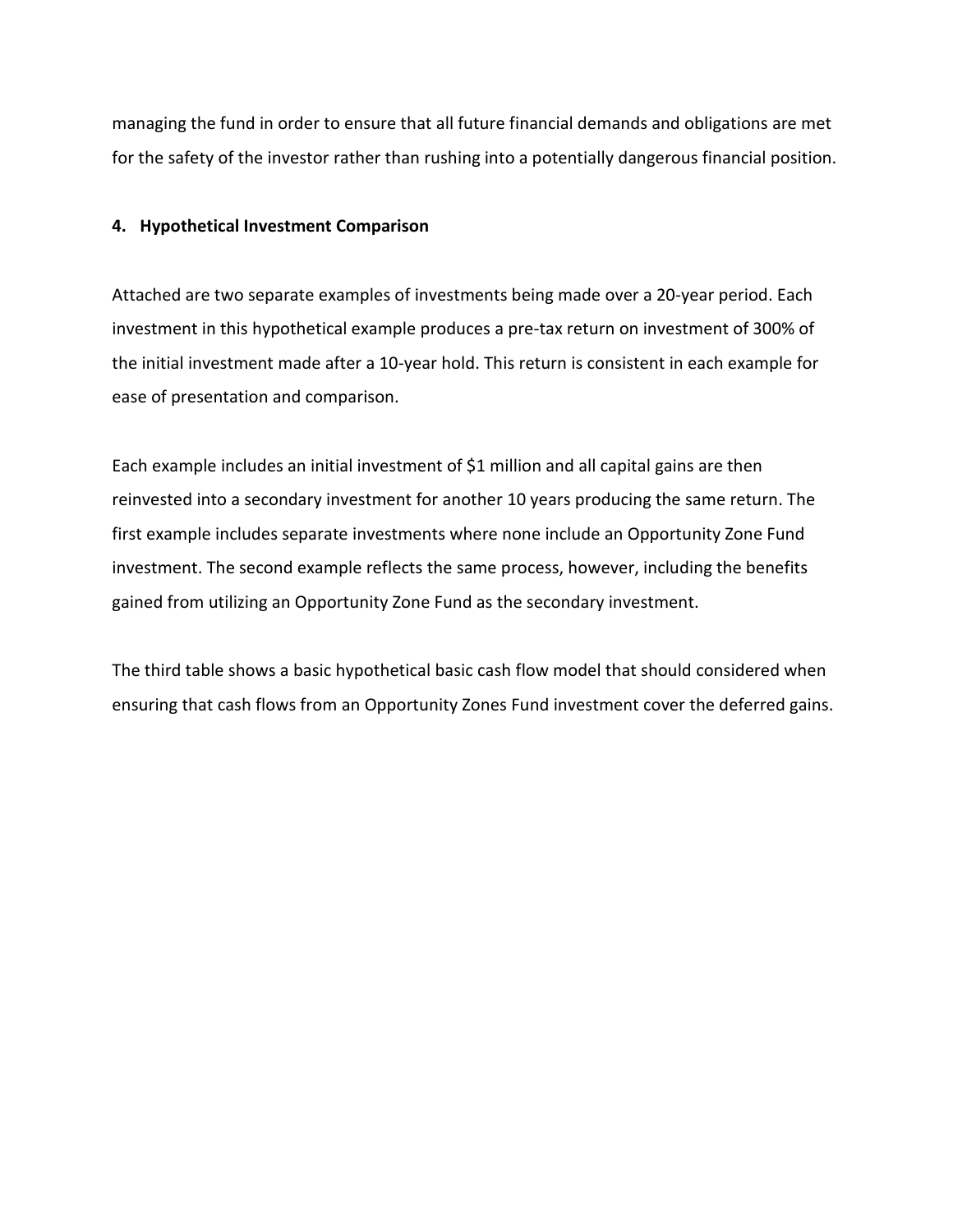managing the fund in order to ensure that all future financial demands and obligations are met for the safety of the investor rather than rushing into a potentially dangerous financial position.

**4. Hypothetical Investment Comparison**

Attached are two separate examples of investments being made over a 20-year period. Each investment in this hypothetical example produces a pre-tax return on investment of 300% of the initial investment made after a 10-year hold. This return is consistent in each example for ease of presentation and comparison.

Each example includes an initial investment of $1 million and all capital gains are then reinvested into a secondary investment for another 10 years producing the same return. The first example includes separate investments where none include an Opportunity Zone Fund investment. The second example reflects the same process, however, including the benefits gained from utilizing an Opportunity Zone Fund as the secondary investment.

The third table shows a basic hypothetical basic cash flow model that should considered when ensuring that cash flows from an Opportunity Zones Fund investment cover the deferred gains.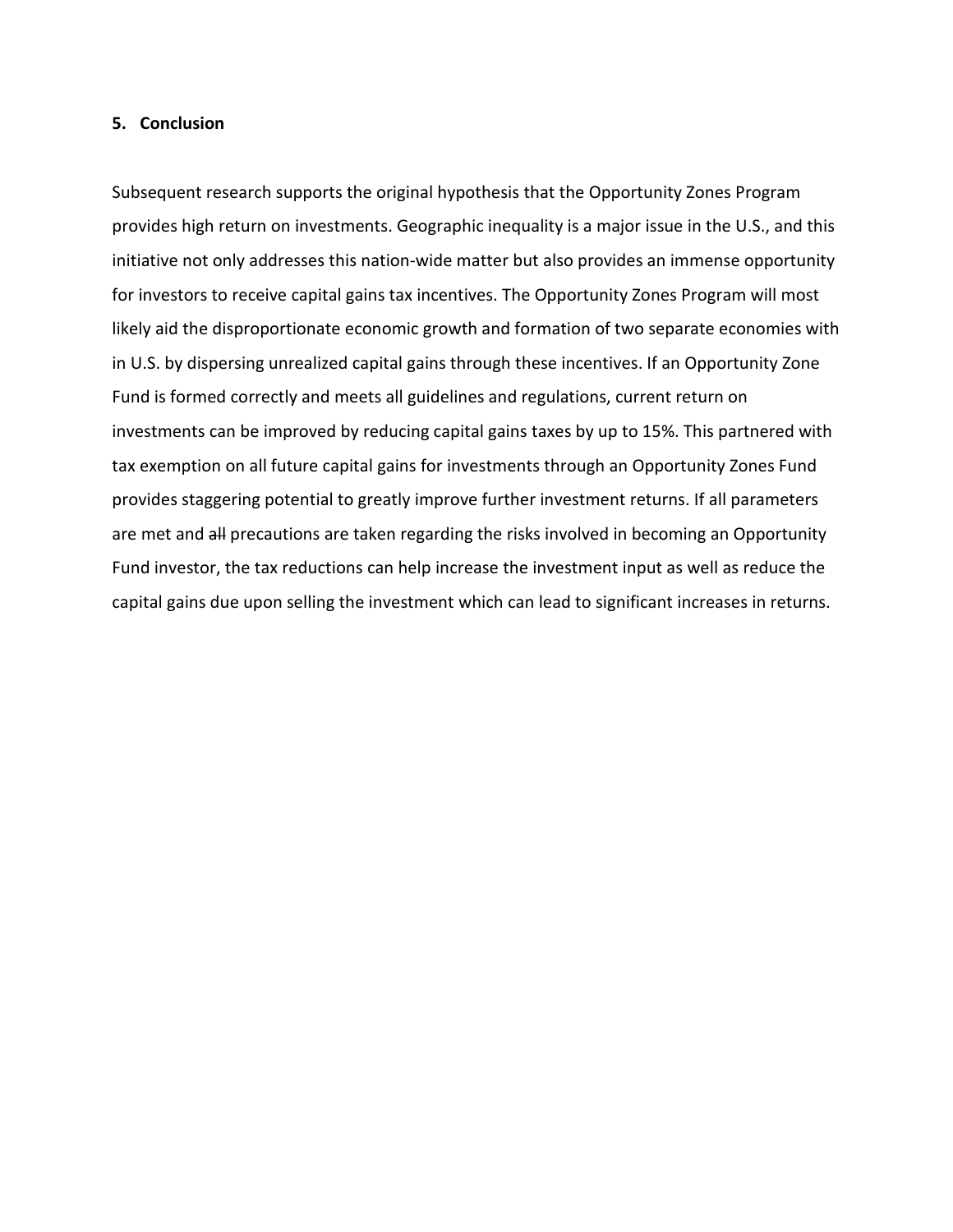### 5. Conclusion

Subsequent research supports the original hypothesis that the Opportunity Zones Program provides high return on investments. Geographic inequality is a major issue in the U.S., and this initiative not only addresses this nation-wide matter but also provides an immense opportunity for investors to receive capital gains tax incentives. The Opportunity Zones Program will most likely aid the disproportionate economic growth and formation of two separate economies with in U.S. by dispersing unrealized capital gains through these incentives. If an Opportunity Zone Fund is formed correctly and meets all guidelines and regulations, current return on investments can be improved by reducing capital gains taxes by up to 15%. This partnered with tax exemption on all future capital gains for investments through an Opportunity Zones Fund provides staggering potential to greatly improve further investment returns. If all parameters are met and ~~all~~ precautions are taken regarding the risks involved in becoming an Opportunity Fund investor, the tax reductions can help increase the investment input as well as reduce the capital gains due upon selling the investment which can lead to significant increases in returns.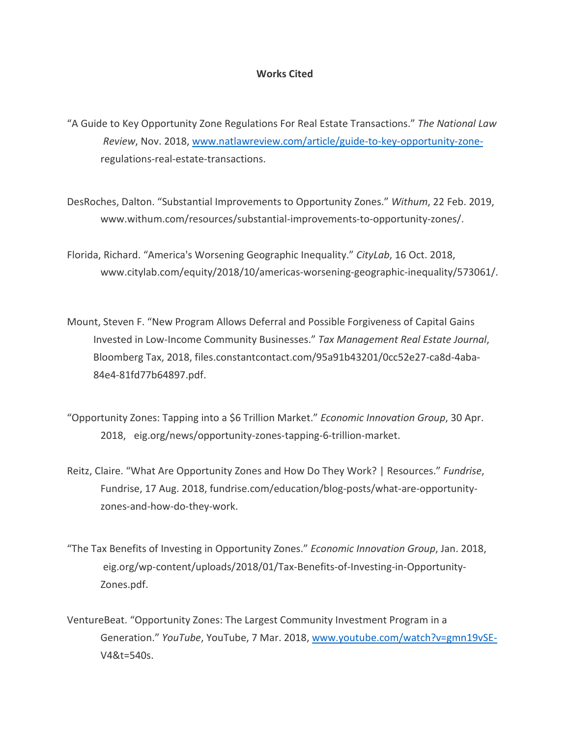**Works Cited**

"A Guide to Key Opportunity Zone Regulations For Real Estate Transactions." *The National Law Review*, Nov. 2018, www.natlawreview.com/article/guide-to-key-opportunity-zone-regulations-real-estate-transactions.

DesRoches, Dalton. "Substantial Improvements to Opportunity Zones." *Withum*, 22 Feb. 2019, www.withum.com/resources/substantial-improvements-to-opportunity-zones/.

Florida, Richard. "America's Worsening Geographic Inequality." *CityLab*, 16 Oct. 2018, www.citylab.com/equity/2018/10/americas-worsening-geographic-inequality/573061/.

Mount, Steven F. "New Program Allows Deferral and Possible Forgiveness of Capital Gains Invested in Low-Income Community Businesses." *Tax Management Real Estate Journal*, Bloomberg Tax, 2018, files.constantcontact.com/95a91b43201/0cc52e27-ca8d-4aba-84e4-81fd77b64897.pdf.

"Opportunity Zones: Tapping into a $6 Trillion Market." *Economic Innovation Group*, 30 Apr. 2018, eig.org/news/opportunity-zones-tapping-6-trillion-market.

Reitz, Claire. "What Are Opportunity Zones and How Do They Work? | Resources." *Fundrise*, Fundrise, 17 Aug. 2018, fundrise.com/education/blog-posts/what-are-opportunity-zones-and-how-do-they-work.

"The Tax Benefits of Investing in Opportunity Zones." *Economic Innovation Group*, Jan. 2018, eig.org/wp-content/uploads/2018/01/Tax-Benefits-of-Investing-in-Opportunity-Zones.pdf.

VentureBeat. "Opportunity Zones: The Largest Community Investment Program in a Generation." *YouTube*, YouTube, 7 Mar. 2018, www.youtube.com/watch?v=gmn19vSE-V4&t=540s.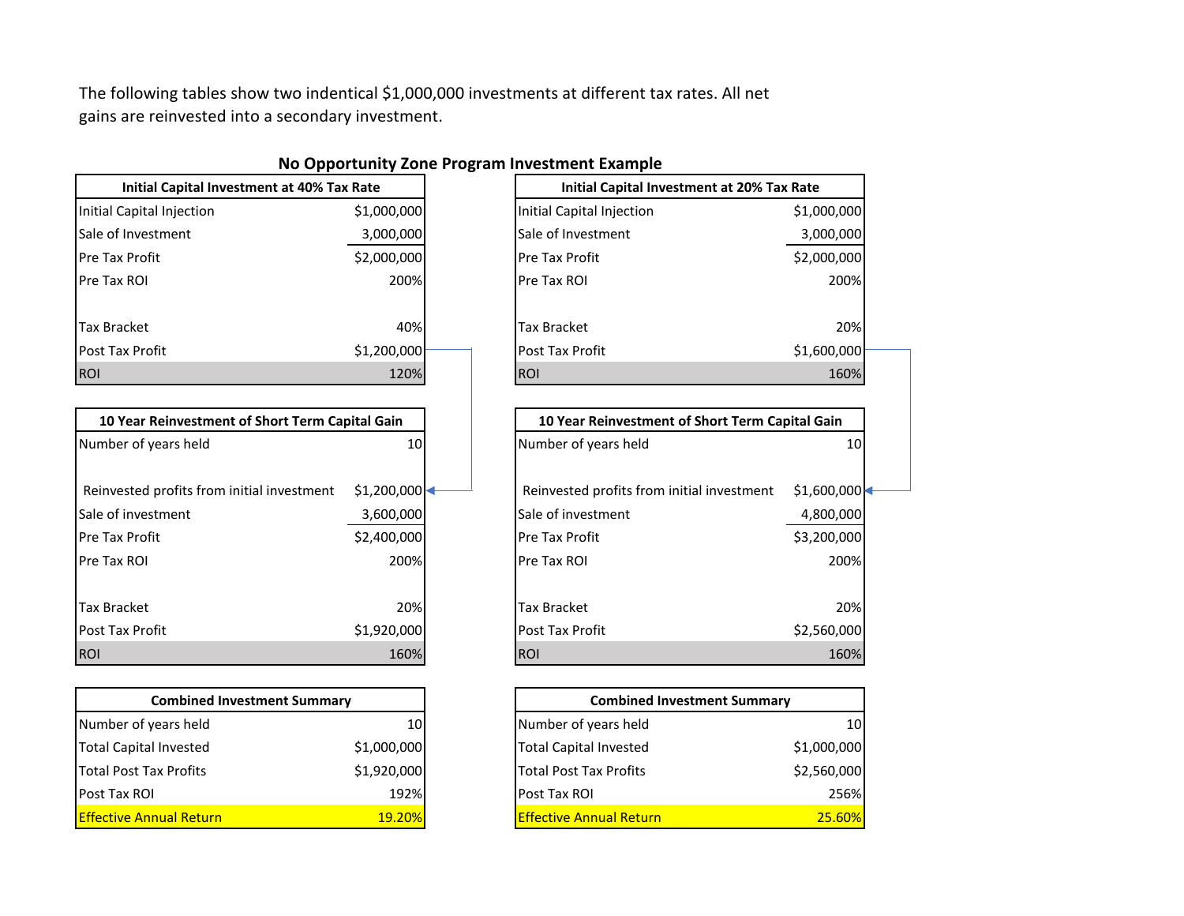The following tables show two indentical $1,000,000 investments at different tax rates. All net gains are reinvested into a secondary investment.

## No Opportunity Zone Program Investment Example

| Initial Capital Investment at 40% Tax Rate | |
|---|---|
| Initial Capital Injection | $1,000,000 |
| Sale of Investment | 3,000,000 |
| Pre Tax Profit | $2,000,000 |
| Pre Tax ROI | 200% |
| | |
| Tax Bracket | 40% |
| Post Tax Profit | $1,200,000 |
| ROI | 120% |

| Initial Capital Investment at 20% Tax Rate | |
|---|---|
| Initial Capital Injection | $1,000,000 |
| Sale of Investment | 3,000,000 |
| Pre Tax Profit | $2,000,000 |
| Pre Tax ROI | 200% |
| | |
| Tax Bracket | 20% |
| Post Tax Profit | $1,600,000 |
| ROI | 160% |

| 10 Year Reinvestment of Short Term Capital Gain | |
|---|---|
| Number of years held | 10 |
| | |
| Reinvested profits from initial investment | $1,200,000 |
| Sale of investment | 3,600,000 |
| Pre Tax Profit | $2,400,000 |
| Pre Tax ROI | 200% |
| | |
| Tax Bracket | 20% |
| Post Tax Profit | $1,920,000 |
| ROI | 160% |

| 10 Year Reinvestment of Short Term Capital Gain | |
|---|---|
| Number of years held | 10 |
| | |
| Reinvested profits from initial investment | $1,600,000 |
| Sale of investment | 4,800,000 |
| Pre Tax Profit | $3,200,000 |
| Pre Tax ROI | 200% |
| | |
| Tax Bracket | 20% |
| Post Tax Profit | $2,560,000 |
| ROI | 160% |

| Combined Investment Summary | |
|---|---|
| Number of years held | 10 |
| Total Capital Invested | $1,000,000 |
| Total Post Tax Profits | $1,920,000 |
| Post Tax ROI | 192% |
| Effective Annual Return | 19.20% |

| Combined Investment Summary | |
|---|---|
| Number of years held | 10 |
| Total Capital Invested | $1,000,000 |
| Total Post Tax Profits | $2,560,000 |
| Post Tax ROI | 256% |
| Effective Annual Return | 25.60% |